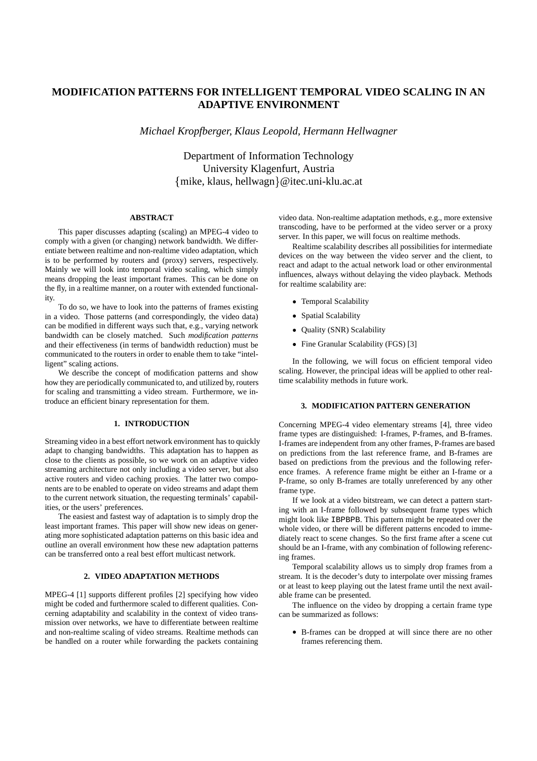# MODIFICATION PATTERNS FOR INTELLIGENT TEMPORAL VIDEO SCALING IN AN ADAPTIVE ENVIRONMENT

*Michael Kropfberger, Klaus Leopold, Hermann Hellwagner*

Department of Information Technology
University Klagenfurt, Austria
{mike, klaus, hellwagn}@itec.uni-klu.ac.at

## ABSTRACT

This paper discusses adapting (scaling) an MPEG-4 video to comply with a given (or changing) network bandwidth. We differentiate between realtime and non-realtime video adaptation, which is to be performed by routers and (proxy) servers, respectively. Mainly we will look into temporal video scaling, which simply means dropping the least important frames. This can be done on the fly, in a realtime manner, on a router with extended functionality.

To do so, we have to look into the patterns of frames existing in a video. Those patterns (and correspondingly, the video data) can be modified in different ways such that, e.g., varying network bandwidth can be closely matched. Such *modification patterns* and their effectiveness (in terms of bandwidth reduction) must be communicated to the routers in order to enable them to take "intelligent" scaling actions.

We describe the concept of modification patterns and show how they are periodically communicated to, and utilized by, routers for scaling and transmitting a video stream. Furthermore, we introduce an efficient binary representation for them.

## 1. INTRODUCTION

Streaming video in a best effort network environment has to quickly adapt to changing bandwidths. This adaptation has to happen as close to the clients as possible, so we work on an adaptive video streaming architecture not only including a video server, but also active routers and video caching proxies. The latter two components are to be enabled to operate on video streams and adapt them to the current network situation, the requesting terminals' capabilities, or the users' preferences.

The easiest and fastest way of adaptation is to simply drop the least important frames. This paper will show new ideas on generating more sophisticated adaptation patterns on this basic idea and outline an overall environment how these new adaptation patterns can be transferred onto a real best effort multicast network.

## 2. VIDEO ADAPTATION METHODS

MPEG-4 [1] supports different profiles [2] specifying how video might be coded and furthermore scaled to different qualities. Concerning adaptability and scalability in the context of video transmission over networks, we have to differentiate between realtime and non-realtime scaling of video streams. Realtime methods can be handled on a router while forwarding the packets containing video data. Non-realtime adaptation methods, e.g., more extensive transcoding, have to be performed at the video server or a proxy server. In this paper, we will focus on realtime methods.

Realtime scalability describes all possibilities for intermediate devices on the way between the video server and the client, to react and adapt to the actual network load or other environmental influences, always without delaying the video playback. Methods for realtime scalability are:

- Temporal Scalability
- Spatial Scalability
- Quality (SNR) Scalability
- Fine Granular Scalability (FGS) [3]

In the following, we will focus on efficient temporal video scaling. However, the principal ideas will be applied to other realtime scalability methods in future work.

## 3. MODIFICATION PATTERN GENERATION

Concerning MPEG-4 video elementary streams [4], three video frame types are distinguished: I-frames, P-frames, and B-frames. I-frames are independent from any other frames, P-frames are based on predictions from the last reference frame, and B-frames are based on predictions from the previous and the following reference frames. A reference frame might be either an I-frame or a P-frame, so only B-frames are totally unreferenced by any other frame type.

If we look at a video bitstream, we can detect a pattern starting with an I-frame followed by subsequent frame types which might look like `IBPBPB`. This pattern might be repeated over the whole video, or there will be different patterns encoded to immediately react to scene changes. So the first frame after a scene cut should be an I-frame, with any combination of following referencing frames.

Temporal scalability allows us to simply drop frames from a stream. It is the decoder's duty to interpolate over missing frames or at least to keep playing out the latest frame until the next available frame can be presented.

The influence on the video by dropping a certain frame type can be summarized as follows:

- B-frames can be dropped at will since there are no other frames referencing them.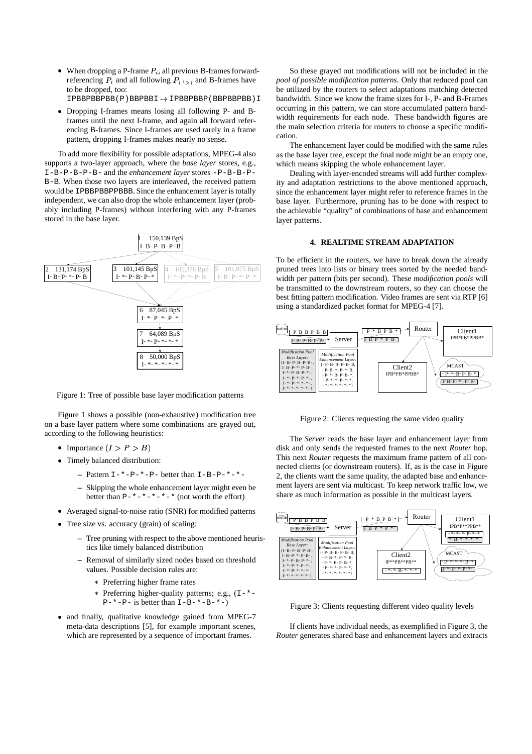- When dropping a P-frame $P_i$, all previous B-frames forward-referencing $P_i$ and all following $P_{i'>i}$ and B-frames have to be dropped, too:
  IPBBPBBPBB(P)BBPBBI → IPBBPBBP(BBPBBPBB)I
- Dropping I-frames means losing all following P- and B-frames until the next I-frame, and again all forward referencing B-frames. Since I-frames are used rarely in a frame pattern, dropping I-frames makes nearly no sense.

To add more flexibility for possible adaptations, MPEG-4 also supports a two-layer approach, where the *base layer* stores, e.g., I-B-P-B-P-B- and the *enhancement layer* stores -P-B-B-P-B-B. When those two layers are interleaved, the received pattern would be IPBBPBBPPBBB. Since the enhancement layer is totally independent, we can also drop the whole enhancement layer (probably including P-frames) without interfering with any P-frames stored in the base layer.

Figure 1: Tree of possible base layer modification patterns

Figure 1 shows a possible (non-exhaustive) modification tree on a base layer pattern where some combinations are grayed out, according to the following heuristics:

- Importance $(I > P > B)$
- Timely balanced distribution:
  - Pattern I-*-P-*-P- better than I-B-P-*-*-
  - Skipping the whole enhancement layer might even be better than P-*-*-*-*-* (not worth the effort)
- Averaged signal-to-noise ratio (SNR) for modified patterns
- Tree size vs. accuracy (grain) of scaling:
  - Tree pruning with respect to the above mentioned heuristics like timely balanced distribution
  - Removal of similarly sized nodes based on threshold values. Possible decision rules are:
    - Preferring higher frame rates
    - Preferring higher-quality patterns; e.g., (I-*-P-*-P- is better than I-B-*-B-*-)
- and finally, qualitative knowledge gained from MPEG-7 meta-data descriptions [5], for example important scenes, which are represented by a sequence of important frames.

So these grayed out modifications will not be included in the *pool of possible modification patterns*. Only that reduced pool can be utilized by the routers to select adaptations matching detected bandwidth. Since we know the frame sizes for I-, P- and B-Frames occurring in this pattern, we can store accumulated pattern bandwidth requirements for each node. These bandwidth figures are the main selection criteria for routers to choose a specific modification.

The enhancement layer could be modified with the same rules as the base layer tree, except the final node might be an empty one, which means skipping the whole enhancement layer.

Dealing with layer-encoded streams will add further complexity and adaptation restrictions to the above mentioned approach, since the enhancement layer might refer to reference frames in the base layer. Furthermore, pruning has to be done with respect to the achievable "quality" of combinations of base and enhancement layer patterns.

## 4. REALTIME STREAM ADAPTATION

To be efficient in the routers, we have to break down the already pruned trees into lists or binary trees sorted by the needed bandwidth per pattern (bits per second). These *modification pools* will be transmitted to the downstream routers, so they can choose the best fitting pattern modification. Video frames are sent via RTP [6] using a standardized packet format for MPEG-4 [7].

Figure 2: Clients requesting the same video quality

The *Server* reads the base layer and enhancement layer from disk and only sends the requested frames to the next *Router* hop. This next *Router* requests the maximum frame pattern of all connected clients (or downstream routers). If, as is the case in Figure 2, the clients want the same quality, the adapted base and enhancement layers are sent via multicast. To keep network traffic low, we share as much information as possible in the multicast layers.

Figure 3: Clients requesting different video quality levels

If clients have individual needs, as exemplified in Figure 3, the *Router* generates shared base and enhancement layers and extracts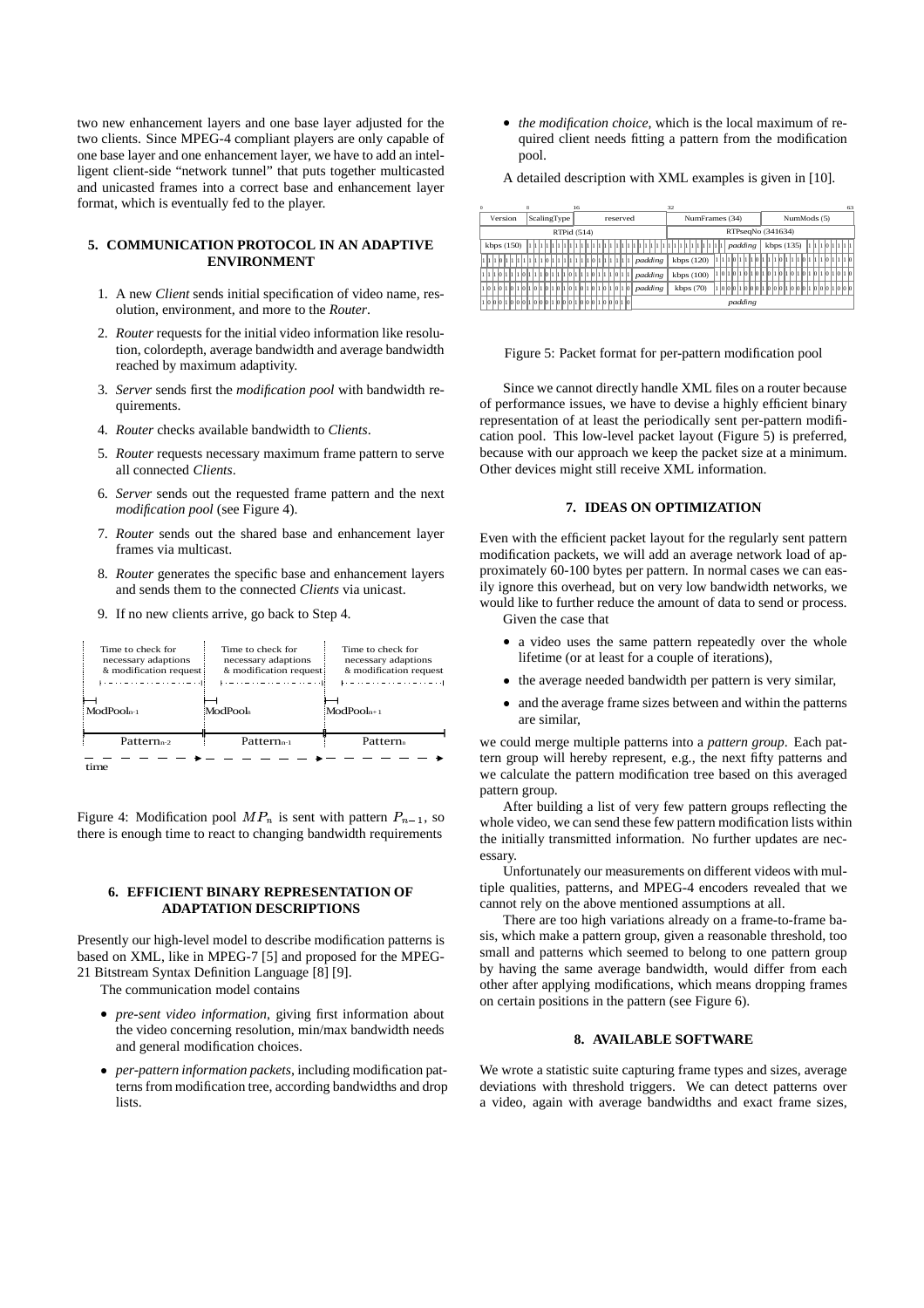two new enhancement layers and one base layer adjusted for the two clients. Since MPEG-4 compliant players are only capable of one base layer and one enhancement layer, we have to add an intelligent client-side "network tunnel" that puts together multicasted and unicasted frames into a correct base and enhancement layer format, which is eventually fed to the player.

## 5. COMMUNICATION PROTOCOL IN AN ADAPTIVE ENVIRONMENT

1. A new *Client* sends initial specification of video name, resolution, environment, and more to the *Router*.
2. *Router* requests for the initial video information like resolution, colordepth, average bandwidth and average bandwidth reached by maximum adaptivity.
3. *Server* sends first the *modification pool* with bandwidth requirements.
4. *Router* checks available bandwidth to *Clients*.
5. *Router* requests necessary maximum frame pattern to serve all connected *Clients*.
6. *Server* sends out the requested frame pattern and the next *modification pool* (see Figure 4).
7. *Router* sends out the shared base and enhancement layer frames via multicast.
8. *Router* generates the specific base and enhancement layers and sends them to the connected *Clients* via unicast.
9. If no new clients arrive, go back to Step 4.

Figure 4: Modification pool $MP_n$ is sent with pattern $P_{n-1}$, so there is enough time to react to changing bandwidth requirements

## 6. EFFICIENT BINARY REPRESENTATION OF ADAPTATION DESCRIPTIONS

Presently our high-level model to describe modification patterns is based on XML, like in MPEG-7 [5] and proposed for the MPEG-21 Bitstream Syntax Definition Language [8] [9].

The communication model contains

- *pre-sent video information*, giving first information about the video concerning resolution, min/max bandwidth needs and general modification choices.
- *per-pattern information packets*, including modification patterns from modification tree, according bandwidths and drop lists.
- *the modification choice*, which is the local maximum of required client needs fitting a pattern from the modification pool.

A detailed description with XML examples is given in [10].

Figure 5: Packet format for per-pattern modification pool

Since we cannot directly handle XML files on a router because of performance issues, we have to devise a highly efficient binary representation of at least the periodically sent per-pattern modification pool. This low-level packet layout (Figure 5) is preferred, because with our approach we keep the packet size at a minimum. Other devices might still receive XML information.

## 7. IDEAS ON OPTIMIZATION

Even with the efficient packet layout for the regularly sent pattern modification packets, we will add an average network load of approximately 60-100 bytes per pattern. In normal cases we can easily ignore this overhead, but on very low bandwidth networks, we would like to further reduce the amount of data to send or process.

Given the case that

- a video uses the same pattern repeatedly over the whole lifetime (or at least for a couple of iterations),
- the average needed bandwidth per pattern is very similar,
- and the average frame sizes between and within the patterns are similar,

we could merge multiple patterns into a *pattern group*. Each pattern group will hereby represent, e.g., the next fifty patterns and we calculate the pattern modification tree based on this averaged pattern group.

After building a list of very few pattern groups reflecting the whole video, we can send these few pattern modification lists within the initially transmitted information. No further updates are necessary.

Unfortunately our measurements on different videos with multiple qualities, patterns, and MPEG-4 encoders revealed that we cannot rely on the above mentioned assumptions at all.

There are too high variations already on a frame-to-frame basis, which make a pattern group, given a reasonable threshold, too small and patterns which seemed to belong to one pattern group by having the same average bandwidth, would differ from each other after applying modifications, which means dropping frames on certain positions in the pattern (see Figure 6).

## 8. AVAILABLE SOFTWARE

We wrote a statistic suite capturing frame types and sizes, average deviations with threshold triggers. We can detect patterns over a video, again with average bandwidths and exact frame sizes,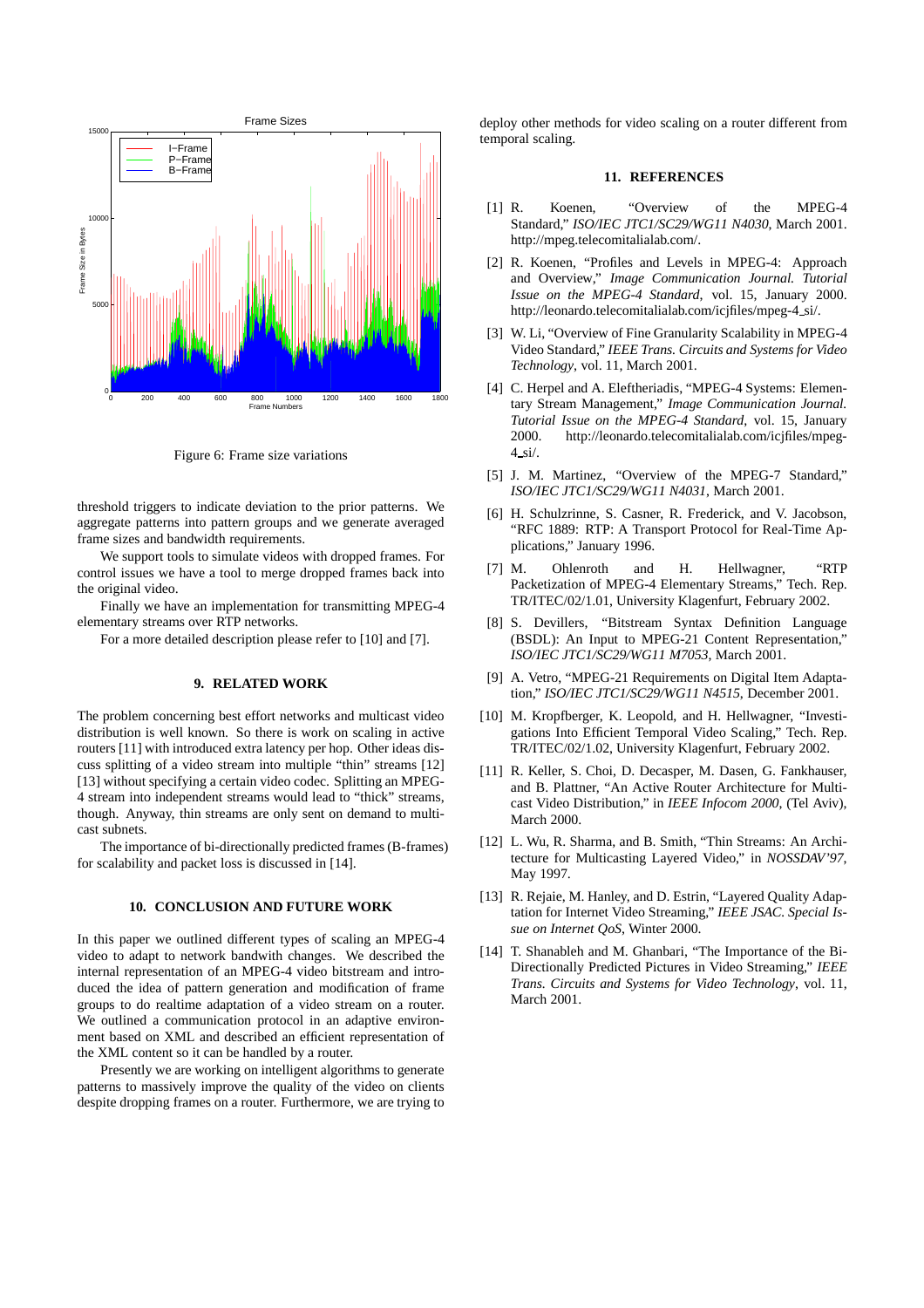Frame Sizes

15000

10000

5000

0

Frame Size in Bytes

I−Frame
P−Frame
B−Frame

0 200 400 600 800 1000 1200 1400 1600 1800

Frame Numbers

Figure 6: Frame size variations

threshold triggers to indicate deviation to the prior patterns. We aggregate patterns into pattern groups and we generate averaged frame sizes and bandwidth requirements.

We support tools to simulate videos with dropped frames. For control issues we have a tool to merge dropped frames back into the original video.

Finally we have an implementation for transmitting MPEG-4 elementary streams over RTP networks.

For a more detailed description please refer to [10] and [7].

## 9. RELATED WORK

The problem concerning best effort networks and multicast video distribution is well known. So there is work on scaling in active routers [11] with introduced extra latency per hop. Other ideas discuss splitting of a video stream into multiple "thin" streams [12] [13] without specifying a certain video codec. Splitting an MPEG-4 stream into independent streams would lead to "thick" streams, though. Anyway, thin streams are only sent on demand to multicast subnets.

The importance of bi-directionally predicted frames (B-frames) for scalability and packet loss is discussed in [14].

## 10. CONCLUSION AND FUTURE WORK

In this paper we outlined different types of scaling an MPEG-4 video to adapt to network bandwidth changes. We described the internal representation of an MPEG-4 video bitstream and introduced the idea of pattern generation and modification of frame groups to do realtime adaptation of a video stream on a router. We outlined a communication protocol in an adaptive environment based on XML and described an efficient representation of the XML content so it can be handled by a router.

Presently we are working on intelligent algorithms to generate patterns to massively improve the quality of the video on clients despite dropping frames on a router. Furthermore, we are trying to deploy other methods for video scaling on a router different from temporal scaling.

## 11. REFERENCES

[1] R. Koenen, "Overview of the MPEG-4 Standard," *ISO/IEC JTC1/SC29/WG11 N4030*, March 2001. http://mpeg.telecomitalialab.com/.

[2] R. Koenen, "Profiles and Levels in MPEG-4: Approach and Overview," *Image Communication Journal. Tutorial Issue on the MPEG-4 Standard*, vol. 15, January 2000. http://leonardo.telecomitalialab.com/icjfiles/mpeg-4_si/.

[3] W. Li, "Overview of Fine Granularity Scalability in MPEG-4 Video Standard," *IEEE Trans. Circuits and Systems for Video Technology*, vol. 11, March 2001.

[4] C. Herpel and A. Eleftheriadis, "MPEG-4 Systems: Elementary Stream Management," *Image Communication Journal. Tutorial Issue on the MPEG-4 Standard*, vol. 15, January 2000. http://leonardo.telecomitalialab.com/icjfiles/mpeg-4_si/.

[5] J. M. Martinez, "Overview of the MPEG-7 Standard," *ISO/IEC JTC1/SC29/WG11 N4031*, March 2001.

[6] H. Schulzrinne, S. Casner, R. Frederick, and V. Jacobson, "RFC 1889: RTP: A Transport Protocol for Real-Time Applications," January 1996.

[7] M. Ohlenroth and H. Hellwagner, "RTP Packetization of MPEG-4 Elementary Streams," Tech. Rep. TR/ITEC/02/1.01, University Klagenfurt, February 2002.

[8] S. Devillers, "Bitstream Syntax Definition Language (BSDL): An Input to MPEG-21 Content Representation," *ISO/IEC JTC1/SC29/WG11 M7053*, March 2001.

[9] A. Vetro, "MPEG-21 Requirements on Digital Item Adaptation," *ISO/IEC JTC1/SC29/WG11 N4515*, December 2001.

[10] M. Kropfberger, K. Leopold, and H. Hellwagner, "Investigations Into Efficient Temporal Video Scaling," Tech. Rep. TR/ITEC/02/1.02, University Klagenfurt, February 2002.

[11] R. Keller, S. Choi, D. Decasper, M. Dasen, G. Fankhauser, and B. Plattner, "An Active Router Architecture for Multicast Video Distribution," in *IEEE Infocom 2000*, (Tel Aviv), March 2000.

[12] L. Wu, R. Sharma, and B. Smith, "Thin Streams: An Architecture for Multicasting Layered Video," in *NOSSDAV'97*, May 1997.

[13] R. Rejaie, M. Hanley, and D. Estrin, "Layered Quality Adaptation for Internet Video Streaming," *IEEE JSAC. Special Issue on Internet QoS*, Winter 2000.

[14] T. Shanableh and M. Ghanbari, "The Importance of the Bi-Directionally Predicted Pictures in Video Streaming," *IEEE Trans. Circuits and Systems for Video Technology*, vol. 11, March 2001.